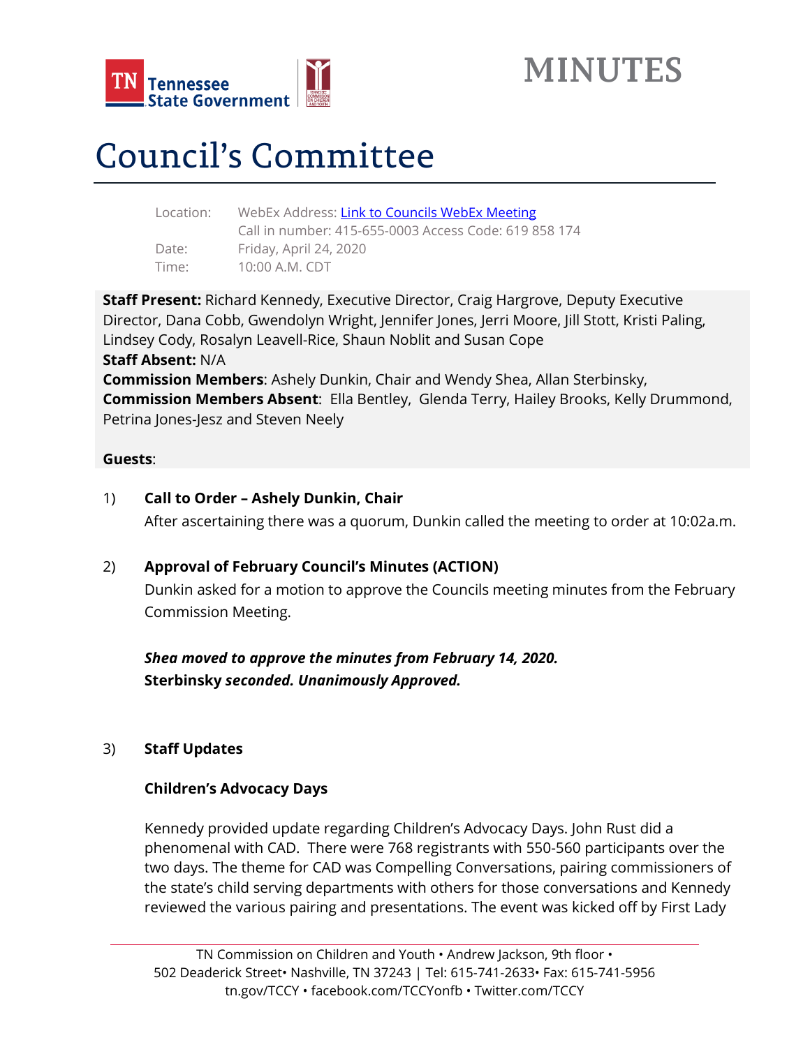# MINUTES

# Council's Committee

Location: WebEx Address: [Link to Councils WebEx Meeting]
Call in number: 415-655-0003 Access Code: 619 858 174
Date: Friday, April 24, 2020
Time: 10:00 A.M. CDT

**Staff Present:** Richard Kennedy, Executive Director, Craig Hargrove, Deputy Executive Director, Dana Cobb, Gwendolyn Wright, Jennifer Jones, Jerri Moore, Jill Stott, Kristi Paling, Lindsey Cody, Rosalyn Leavell-Rice, Shaun Noblit and Susan Cope
**Staff Absent:** N/A
**Commission Members**: Ashely Dunkin, Chair and Wendy Shea, Allan Sterbinsky,
**Commission Members Absent**: Ella Bentley, Glenda Terry, Hailey Brooks, Kelly Drummond, Petrina Jones-Jesz and Steven Neely

**Guests**:

1) **Call to Order – Ashely Dunkin, Chair**
After ascertaining there was a quorum, Dunkin called the meeting to order at 10:02a.m.

2) **Approval of February Council's Minutes (ACTION)**
Dunkin asked for a motion to approve the Councils meeting minutes from the February Commission Meeting.

***Shea moved to approve the minutes from February 14, 2020.***
**Sterbinsky *seconded. Unanimously Approved.***

3) **Staff Updates**

**Children's Advocacy Days**

Kennedy provided update regarding Children's Advocacy Days. John Rust did a phenomenal with CAD. There were 768 registrants with 550-560 participants over the two days. The theme for CAD was Compelling Conversations, pairing commissioners of the state's child serving departments with others for those conversations and Kennedy reviewed the various pairing and presentations. The event was kicked off by First Lady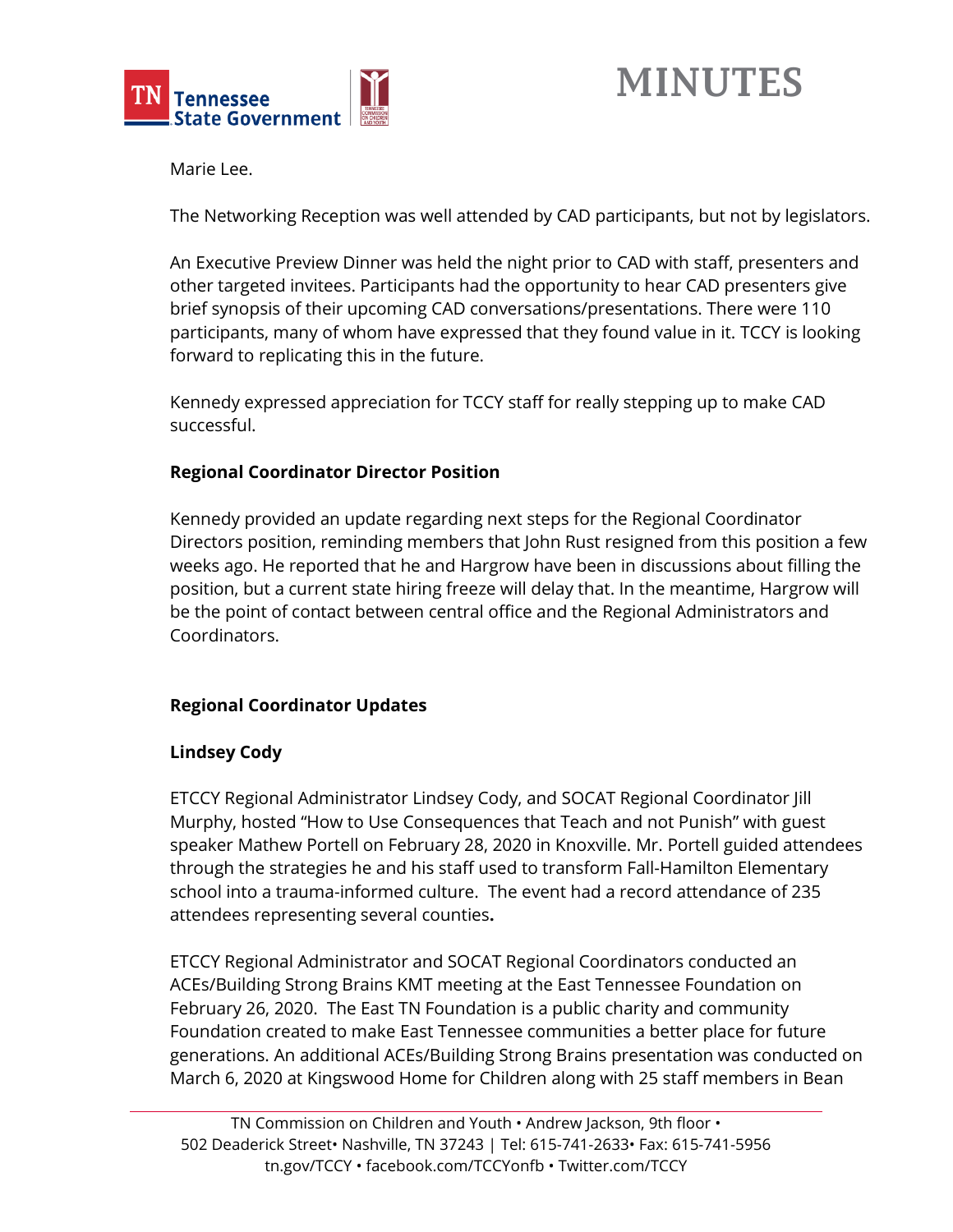Marie Lee.

The Networking Reception was well attended by CAD participants, but not by legislators.

An Executive Preview Dinner was held the night prior to CAD with staff, presenters and other targeted invitees. Participants had the opportunity to hear CAD presenters give brief synopsis of their upcoming CAD conversations/presentations. There were 110 participants, many of whom have expressed that they found value in it. TCCY is looking forward to replicating this in the future.

Kennedy expressed appreciation for TCCY staff for really stepping up to make CAD successful.

**Regional Coordinator Director Position**

Kennedy provided an update regarding next steps for the Regional Coordinator Directors position, reminding members that John Rust resigned from this position a few weeks ago. He reported that he and Hargrow have been in discussions about filling the position, but a current state hiring freeze will delay that. In the meantime, Hargrow will be the point of contact between central office and the Regional Administrators and Coordinators.

**Regional Coordinator Updates**

**Lindsey Cody**

ETCCY Regional Administrator Lindsey Cody, and SOCAT Regional Coordinator Jill Murphy, hosted "How to Use Consequences that Teach and not Punish" with guest speaker Mathew Portell on February 28, 2020 in Knoxville. Mr. Portell guided attendees through the strategies he and his staff used to transform Fall-Hamilton Elementary school into a trauma-informed culture. The event had a record attendance of 235 attendees representing several counties**.**

ETCCY Regional Administrator and SOCAT Regional Coordinators conducted an ACEs/Building Strong Brains KMT meeting at the East Tennessee Foundation on February 26, 2020. The East TN Foundation is a public charity and community Foundation created to make East Tennessee communities a better place for future generations. An additional ACEs/Building Strong Brains presentation was conducted on March 6, 2020 at Kingswood Home for Children along with 25 staff members in Bean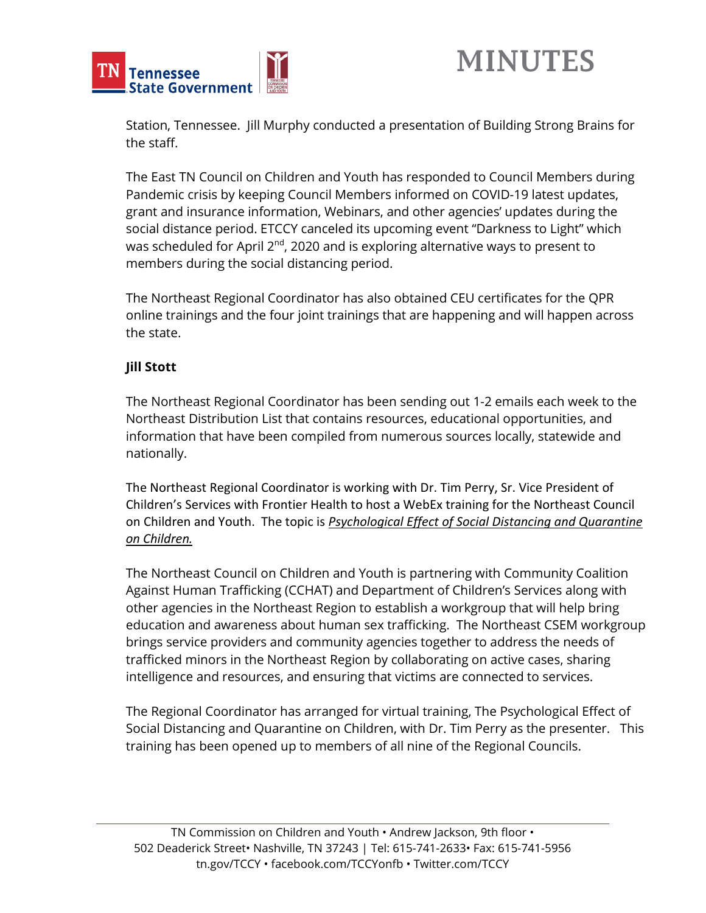Station, Tennessee. Jill Murphy conducted a presentation of Building Strong Brains for the staff.

The East TN Council on Children and Youth has responded to Council Members during Pandemic crisis by keeping Council Members informed on COVID-19 latest updates, grant and insurance information, Webinars, and other agencies' updates during the social distance period. ETCCY canceled its upcoming event "Darkness to Light" which was scheduled for April 2nd, 2020 and is exploring alternative ways to present to members during the social distancing period.

The Northeast Regional Coordinator has also obtained CEU certificates for the QPR online trainings and the four joint trainings that are happening and will happen across the state.

**Jill Stott**

The Northeast Regional Coordinator has been sending out 1-2 emails each week to the Northeast Distribution List that contains resources, educational opportunities, and information that have been compiled from numerous sources locally, statewide and nationally.

The Northeast Regional Coordinator is working with Dr. Tim Perry, Sr. Vice President of Children's Services with Frontier Health to host a WebEx training for the Northeast Council on Children and Youth. The topic is *Psychological Effect of Social Distancing and Quarantine on Children.*

The Northeast Council on Children and Youth is partnering with Community Coalition Against Human Trafficking (CCHAT) and Department of Children's Services along with other agencies in the Northeast Region to establish a workgroup that will help bring education and awareness about human sex trafficking. The Northeast CSEM workgroup brings service providers and community agencies together to address the needs of trafficked minors in the Northeast Region by collaborating on active cases, sharing intelligence and resources, and ensuring that victims are connected to services.

The Regional Coordinator has arranged for virtual training, The Psychological Effect of Social Distancing and Quarantine on Children, with Dr. Tim Perry as the presenter. This training has been opened up to members of all nine of the Regional Councils.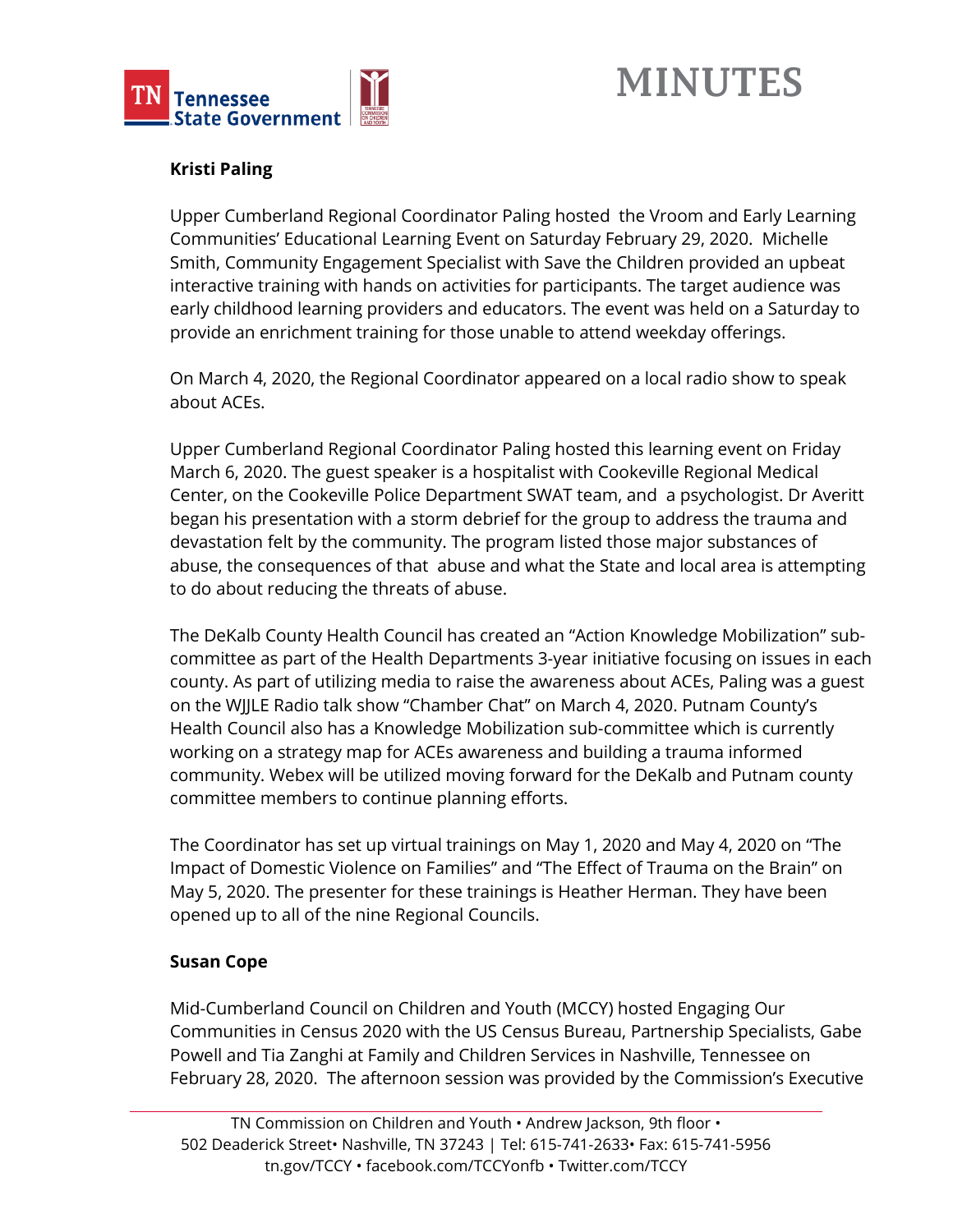**Kristi Paling**

Upper Cumberland Regional Coordinator Paling hosted  the Vroom and Early Learning Communities' Educational Learning Event on Saturday February 29, 2020.  Michelle Smith, Community Engagement Specialist with Save the Children provided an upbeat interactive training with hands on activities for participants. The target audience was early childhood learning providers and educators. The event was held on a Saturday to provide an enrichment training for those unable to attend weekday offerings.

On March 4, 2020, the Regional Coordinator appeared on a local radio show to speak about ACEs.

Upper Cumberland Regional Coordinator Paling hosted this learning event on Friday March 6, 2020. The guest speaker is a hospitalist with Cookeville Regional Medical Center, on the Cookeville Police Department SWAT team, and  a psychologist. Dr Averitt began his presentation with a storm debrief for the group to address the trauma and devastation felt by the community. The program listed those major substances of abuse, the consequences of that  abuse and what the State and local area is attempting to do about reducing the threats of abuse.

The DeKalb County Health Council has created an "Action Knowledge Mobilization" sub-committee as part of the Health Departments 3-year initiative focusing on issues in each county. As part of utilizing media to raise the awareness about ACEs, Paling was a guest on the WJJLE Radio talk show "Chamber Chat" on March 4, 2020. Putnam County's Health Council also has a Knowledge Mobilization sub-committee which is currently working on a strategy map for ACEs awareness and building a trauma informed community. Webex will be utilized moving forward for the DeKalb and Putnam county committee members to continue planning efforts.

The Coordinator has set up virtual trainings on May 1, 2020 and May 4, 2020 on "The Impact of Domestic Violence on Families" and "The Effect of Trauma on the Brain" on May 5, 2020. The presenter for these trainings is Heather Herman. They have been opened up to all of the nine Regional Councils.

**Susan Cope**

Mid-Cumberland Council on Children and Youth (MCCY) hosted Engaging Our Communities in Census 2020 with the US Census Bureau, Partnership Specialists, Gabe Powell and Tia Zanghi at Family and Children Services in Nashville, Tennessee on February 28, 2020.  The afternoon session was provided by the Commission's Executive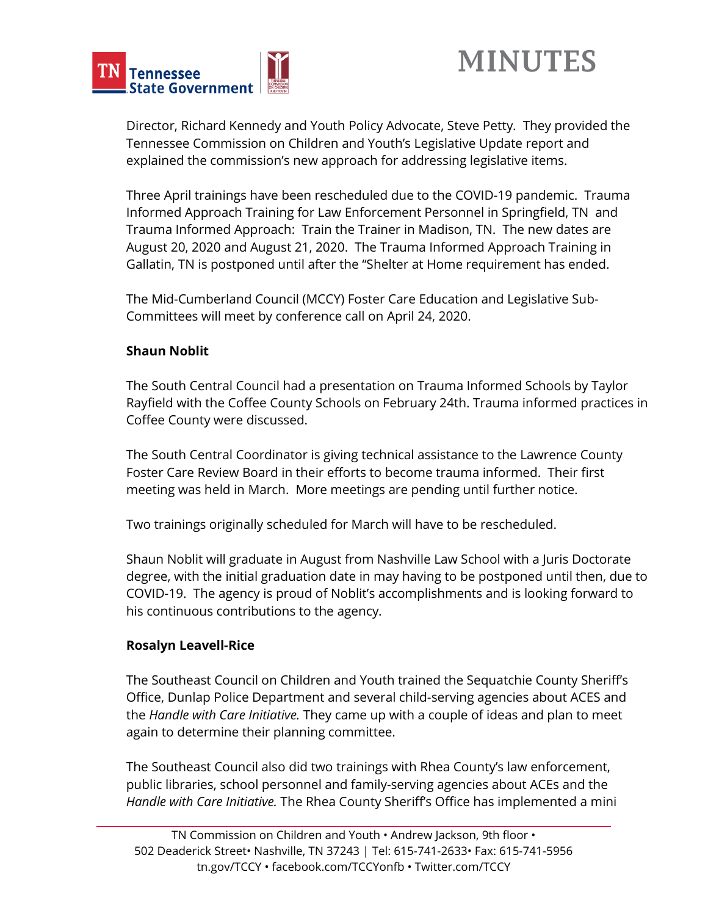Director, Richard Kennedy and Youth Policy Advocate, Steve Petty. They provided the Tennessee Commission on Children and Youth's Legislative Update report and explained the commission's new approach for addressing legislative items.

Three April trainings have been rescheduled due to the COVID-19 pandemic. Trauma Informed Approach Training for Law Enforcement Personnel in Springfield, TN and Trauma Informed Approach: Train the Trainer in Madison, TN. The new dates are August 20, 2020 and August 21, 2020. The Trauma Informed Approach Training in Gallatin, TN is postponed until after the "Shelter at Home requirement has ended.

The Mid-Cumberland Council (MCCY) Foster Care Education and Legislative Sub-Committees will meet by conference call on April 24, 2020.

**Shaun Noblit**

The South Central Council had a presentation on Trauma Informed Schools by Taylor Rayfield with the Coffee County Schools on February 24th. Trauma informed practices in Coffee County were discussed.

The South Central Coordinator is giving technical assistance to the Lawrence County Foster Care Review Board in their efforts to become trauma informed. Their first meeting was held in March. More meetings are pending until further notice.

Two trainings originally scheduled for March will have to be rescheduled.

Shaun Noblit will graduate in August from Nashville Law School with a Juris Doctorate degree, with the initial graduation date in may having to be postponed until then, due to COVID-19. The agency is proud of Noblit's accomplishments and is looking forward to his continuous contributions to the agency.

**Rosalyn Leavell-Rice**

The Southeast Council on Children and Youth trained the Sequatchie County Sheriff's Office, Dunlap Police Department and several child-serving agencies about ACES and the *Handle with Care Initiative.* They came up with a couple of ideas and plan to meet again to determine their planning committee.

The Southeast Council also did two trainings with Rhea County's law enforcement, public libraries, school personnel and family-serving agencies about ACEs and the *Handle with Care Initiative.* The Rhea County Sheriff's Office has implemented a mini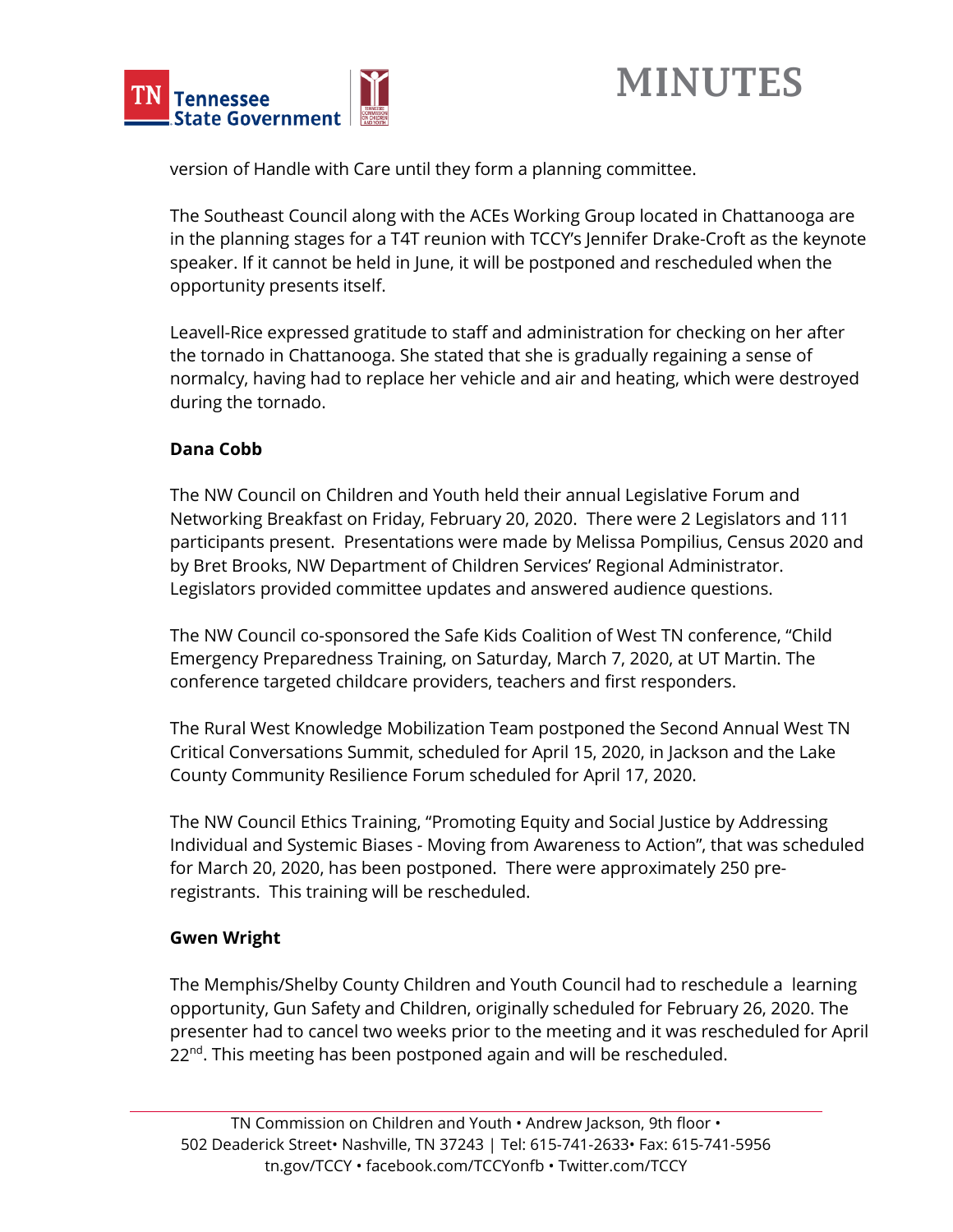version of Handle with Care until they form a planning committee.

The Southeast Council along with the ACEs Working Group located in Chattanooga are in the planning stages for a T4T reunion with TCCY's Jennifer Drake-Croft as the keynote speaker. If it cannot be held in June, it will be postponed and rescheduled when the opportunity presents itself.

Leavell-Rice expressed gratitude to staff and administration for checking on her after the tornado in Chattanooga. She stated that she is gradually regaining a sense of normalcy, having had to replace her vehicle and air and heating, which were destroyed during the tornado.

**Dana Cobb**

The NW Council on Children and Youth held their annual Legislative Forum and Networking Breakfast on Friday, February 20, 2020. There were 2 Legislators and 111 participants present. Presentations were made by Melissa Pompilius, Census 2020 and by Bret Brooks, NW Department of Children Services' Regional Administrator. Legislators provided committee updates and answered audience questions.

The NW Council co-sponsored the Safe Kids Coalition of West TN conference, "Child Emergency Preparedness Training, on Saturday, March 7, 2020, at UT Martin. The conference targeted childcare providers, teachers and first responders.

The Rural West Knowledge Mobilization Team postponed the Second Annual West TN Critical Conversations Summit, scheduled for April 15, 2020, in Jackson and the Lake County Community Resilience Forum scheduled for April 17, 2020.

The NW Council Ethics Training, "Promoting Equity and Social Justice by Addressing Individual and Systemic Biases - Moving from Awareness to Action", that was scheduled for March 20, 2020, has been postponed. There were approximately 250 pre-registrants. This training will be rescheduled.

**Gwen Wright**

The Memphis/Shelby County Children and Youth Council had to reschedule a learning opportunity, Gun Safety and Children, originally scheduled for February 26, 2020. The presenter had to cancel two weeks prior to the meeting and it was rescheduled for April 22nd. This meeting has been postponed again and will be rescheduled.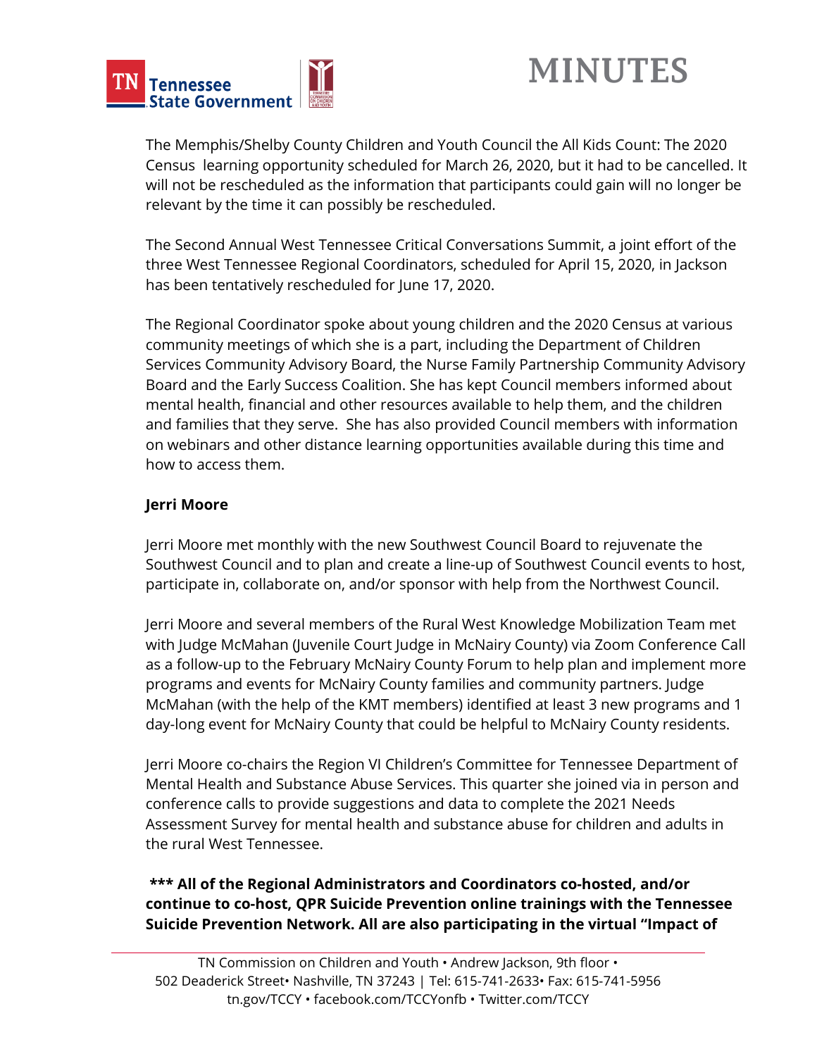The Memphis/Shelby County Children and Youth Council the All Kids Count: The 2020 Census learning opportunity scheduled for March 26, 2020, but it had to be cancelled. It will not be rescheduled as the information that participants could gain will no longer be relevant by the time it can possibly be rescheduled.

The Second Annual West Tennessee Critical Conversations Summit, a joint effort of the three West Tennessee Regional Coordinators, scheduled for April 15, 2020, in Jackson has been tentatively rescheduled for June 17, 2020.

The Regional Coordinator spoke about young children and the 2020 Census at various community meetings of which she is a part, including the Department of Children Services Community Advisory Board, the Nurse Family Partnership Community Advisory Board and the Early Success Coalition. She has kept Council members informed about mental health, financial and other resources available to help them, and the children and families that they serve. She has also provided Council members with information on webinars and other distance learning opportunities available during this time and how to access them.

**Jerri Moore**

Jerri Moore met monthly with the new Southwest Council Board to rejuvenate the Southwest Council and to plan and create a line-up of Southwest Council events to host, participate in, collaborate on, and/or sponsor with help from the Northwest Council.

Jerri Moore and several members of the Rural West Knowledge Mobilization Team met with Judge McMahan (Juvenile Court Judge in McNairy County) via Zoom Conference Call as a follow-up to the February McNairy County Forum to help plan and implement more programs and events for McNairy County families and community partners. Judge McMahan (with the help of the KMT members) identified at least 3 new programs and 1 day-long event for McNairy County that could be helpful to McNairy County residents.

Jerri Moore co-chairs the Region VI Children's Committee for Tennessee Department of Mental Health and Substance Abuse Services. This quarter she joined via in person and conference calls to provide suggestions and data to complete the 2021 Needs Assessment Survey for mental health and substance abuse for children and adults in the rural West Tennessee.

**\*\*\* All of the Regional Administrators and Coordinators co-hosted, and/or continue to co-host, QPR Suicide Prevention online trainings with the Tennessee Suicide Prevention Network. All are also participating in the virtual "Impact of**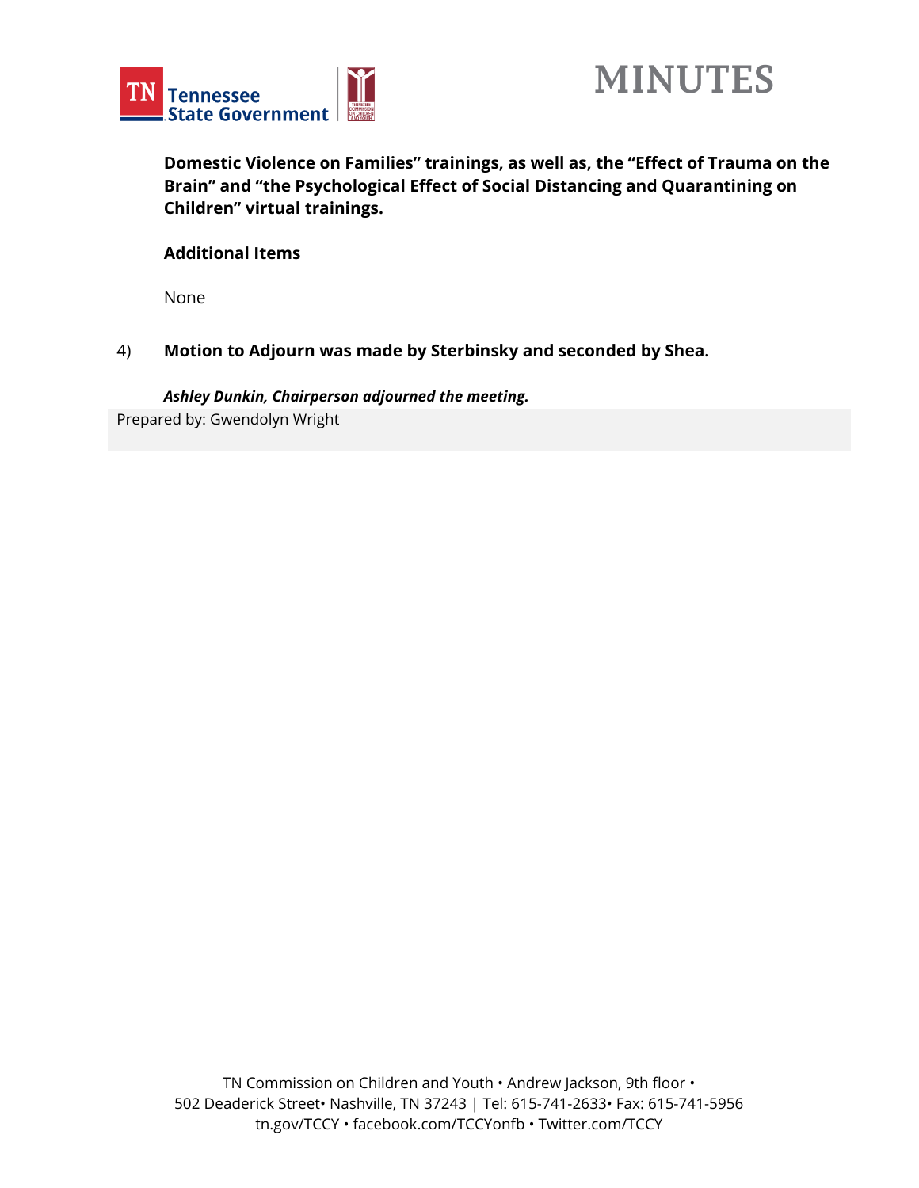**Domestic Violence on Families" trainings, as well as, the "Effect of Trauma on the Brain" and "the Psychological Effect of Social Distancing and Quarantining on Children" virtual trainings.**

**Additional Items**

None

4) **Motion to Adjourn was made by Sterbinsky and seconded by Shea.**

***Ashley Dunkin, Chairperson adjourned the meeting.***

Prepared by: Gwendolyn Wright